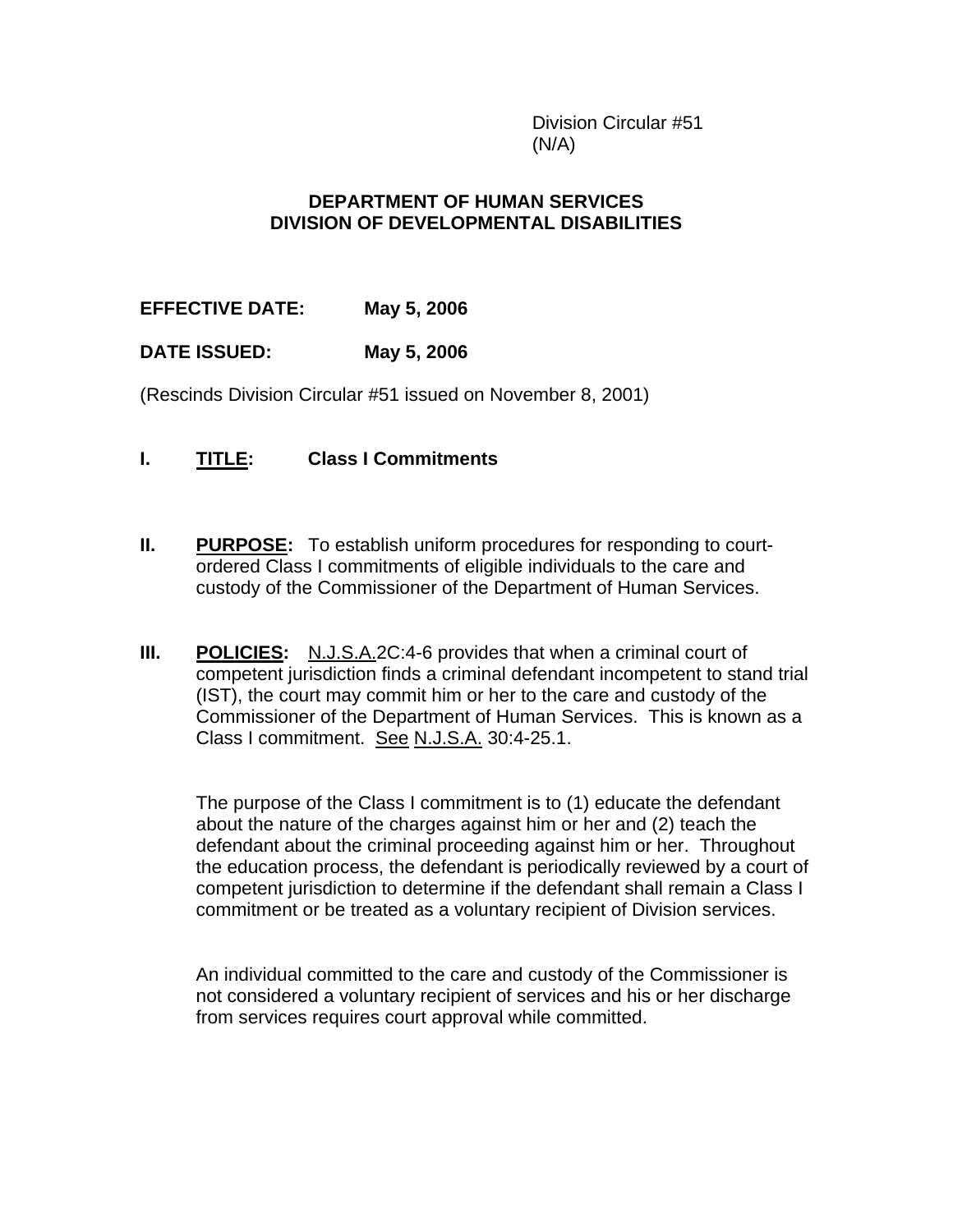Division Circular #51
(N/A)

**DEPARTMENT OF HUMAN SERVICES**
**DIVISION OF DEVELOPMENTAL DISABILITIES**

**EFFECTIVE DATE: May 5, 2006**

**DATE ISSUED: May 5, 2006**

(Rescinds Division Circular #51 issued on November 8, 2001)

## I. TITLE: Class I Commitments

## II. PURPOSE:

To establish uniform procedures for responding to court-ordered Class I commitments of eligible individuals to the care and custody of the Commissioner of the Department of Human Services.

## III. POLICIES:

N.J.S.A.2C:4-6 provides that when a criminal court of competent jurisdiction finds a criminal defendant incompetent to stand trial (IST), the court may commit him or her to the care and custody of the Commissioner of the Department of Human Services. This is known as a Class I commitment. See N.J.S.A. 30:4-25.1.

The purpose of the Class I commitment is to (1) educate the defendant about the nature of the charges against him or her and (2) teach the defendant about the criminal proceeding against him or her. Throughout the education process, the defendant is periodically reviewed by a court of competent jurisdiction to determine if the defendant shall remain a Class I commitment or be treated as a voluntary recipient of Division services.

An individual committed to the care and custody of the Commissioner is not considered a voluntary recipient of services and his or her discharge from services requires court approval while committed.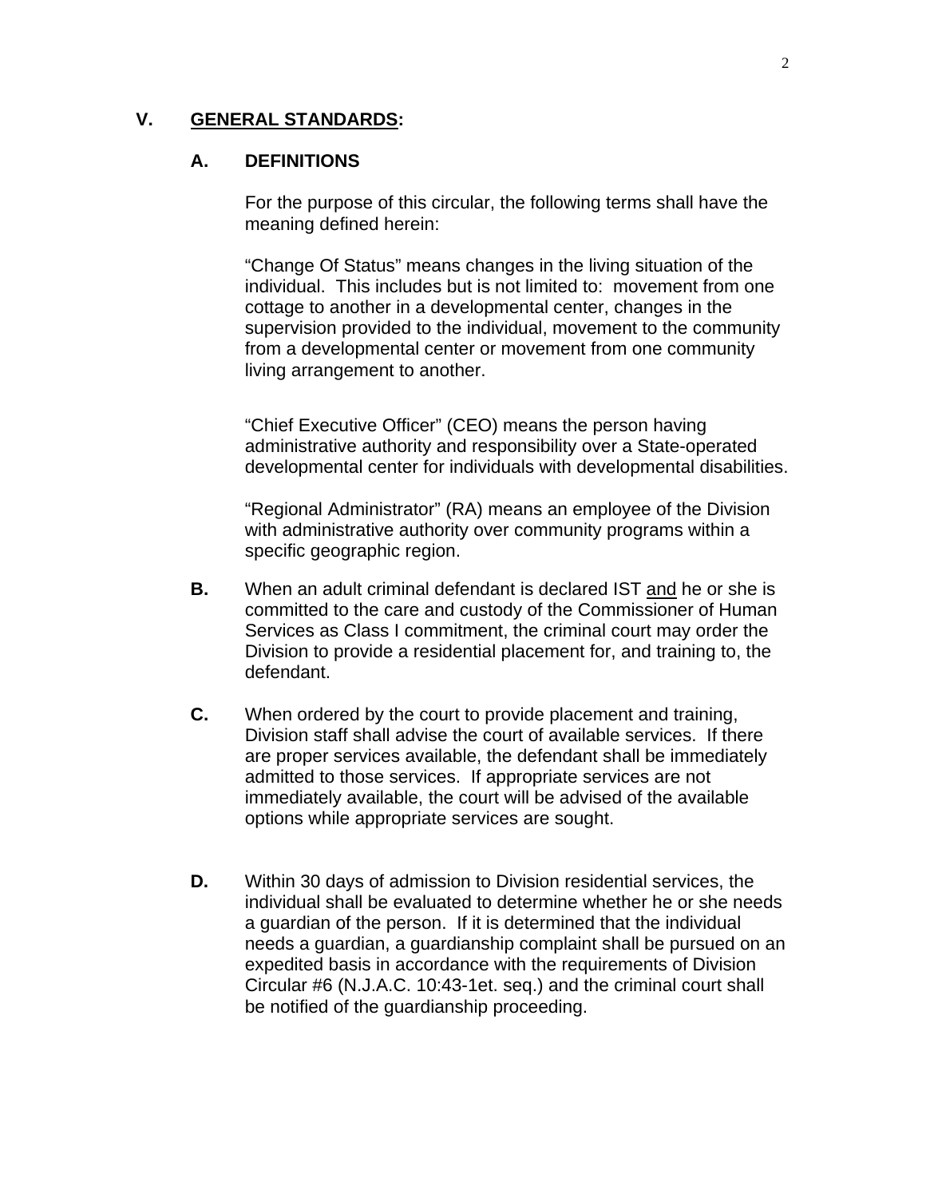## V. **GENERAL STANDARDS:**

### A. DEFINITIONS

For the purpose of this circular, the following terms shall have the meaning defined herein:

"Change Of Status" means changes in the living situation of the individual. This includes but is not limited to: movement from one cottage to another in a developmental center, changes in the supervision provided to the individual, movement to the community from a developmental center or movement from one community living arrangement to another.

"Chief Executive Officer" (CEO) means the person having administrative authority and responsibility over a State-operated developmental center for individuals with developmental disabilities.

"Regional Administrator" (RA) means an employee of the Division with administrative authority over community programs within a specific geographic region.

**B.** When an adult criminal defendant is declared IST and he or she is committed to the care and custody of the Commissioner of Human Services as Class I commitment, the criminal court may order the Division to provide a residential placement for, and training to, the defendant.

**C.** When ordered by the court to provide placement and training, Division staff shall advise the court of available services. If there are proper services available, the defendant shall be immediately admitted to those services. If appropriate services are not immediately available, the court will be advised of the available options while appropriate services are sought.

**D.** Within 30 days of admission to Division residential services, the individual shall be evaluated to determine whether he or she needs a guardian of the person. If it is determined that the individual needs a guardian, a guardianship complaint shall be pursued on an expedited basis in accordance with the requirements of Division Circular #6 (N.J.A.C. 10:43-1et. seq.) and the criminal court shall be notified of the guardianship proceeding.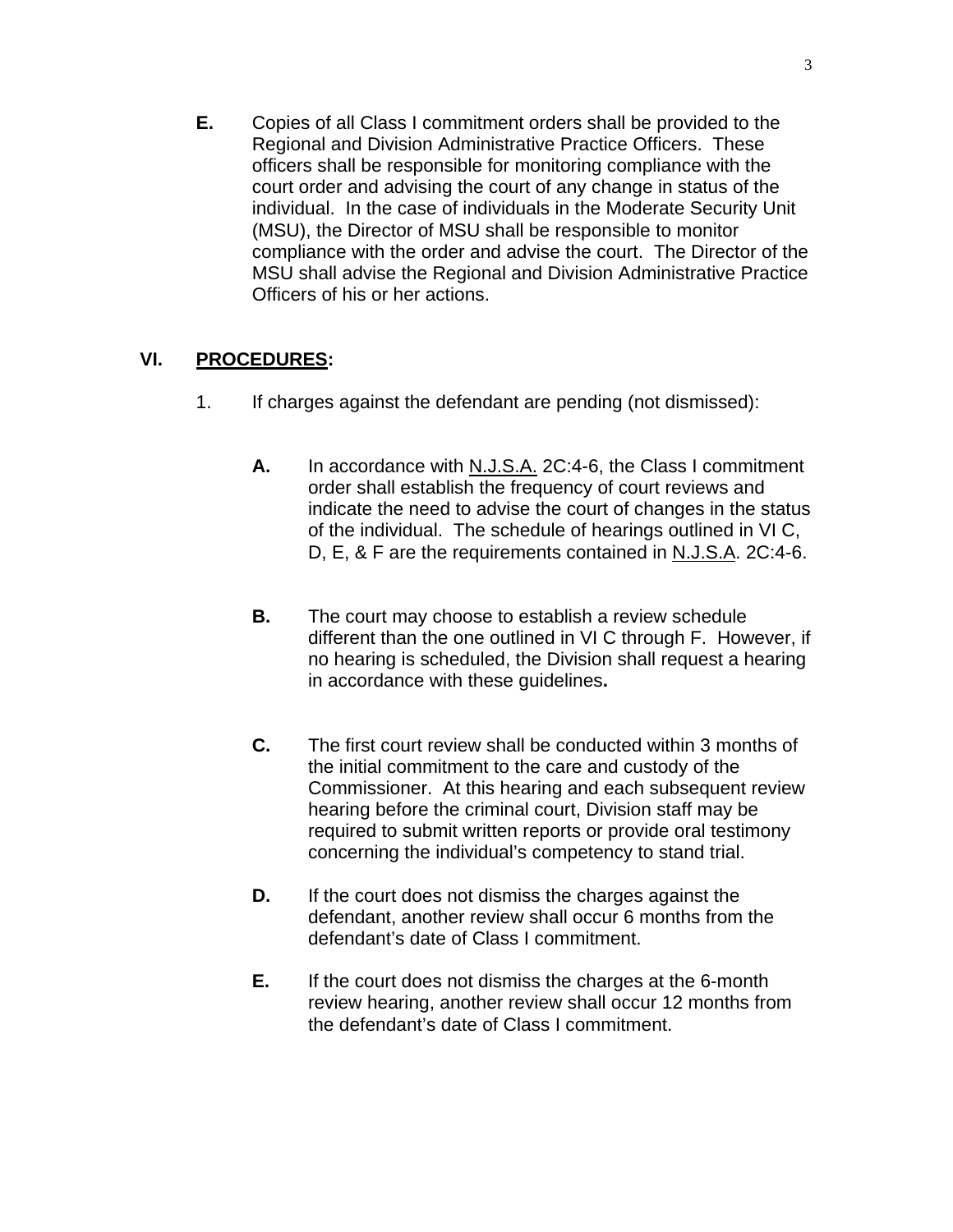**E.** Copies of all Class I commitment orders shall be provided to the Regional and Division Administrative Practice Officers. These officers shall be responsible for monitoring compliance with the court order and advising the court of any change in status of the individual. In the case of individuals in the Moderate Security Unit (MSU), the Director of MSU shall be responsible to monitor compliance with the order and advise the court. The Director of the MSU shall advise the Regional and Division Administrative Practice Officers of his or her actions.

## VI. PROCEDURES:

1. If charges against the defendant are pending (not dismissed):

   **A.** In accordance with N.J.S.A. 2C:4-6, the Class I commitment order shall establish the frequency of court reviews and indicate the need to advise the court of changes in the status of the individual. The schedule of hearings outlined in VI C, D, E, & F are the requirements contained in N.J.S.A. 2C:4-6.

   **B.** The court may choose to establish a review schedule different than the one outlined in VI C through F. However, if no hearing is scheduled, the Division shall request a hearing in accordance with these guidelines**.**

   **C.** The first court review shall be conducted within 3 months of the initial commitment to the care and custody of the Commissioner. At this hearing and each subsequent review hearing before the criminal court, Division staff may be required to submit written reports or provide oral testimony concerning the individual's competency to stand trial.

   **D.** If the court does not dismiss the charges against the defendant, another review shall occur 6 months from the defendant's date of Class I commitment.

   **E.** If the court does not dismiss the charges at the 6-month review hearing, another review shall occur 12 months from the defendant's date of Class I commitment.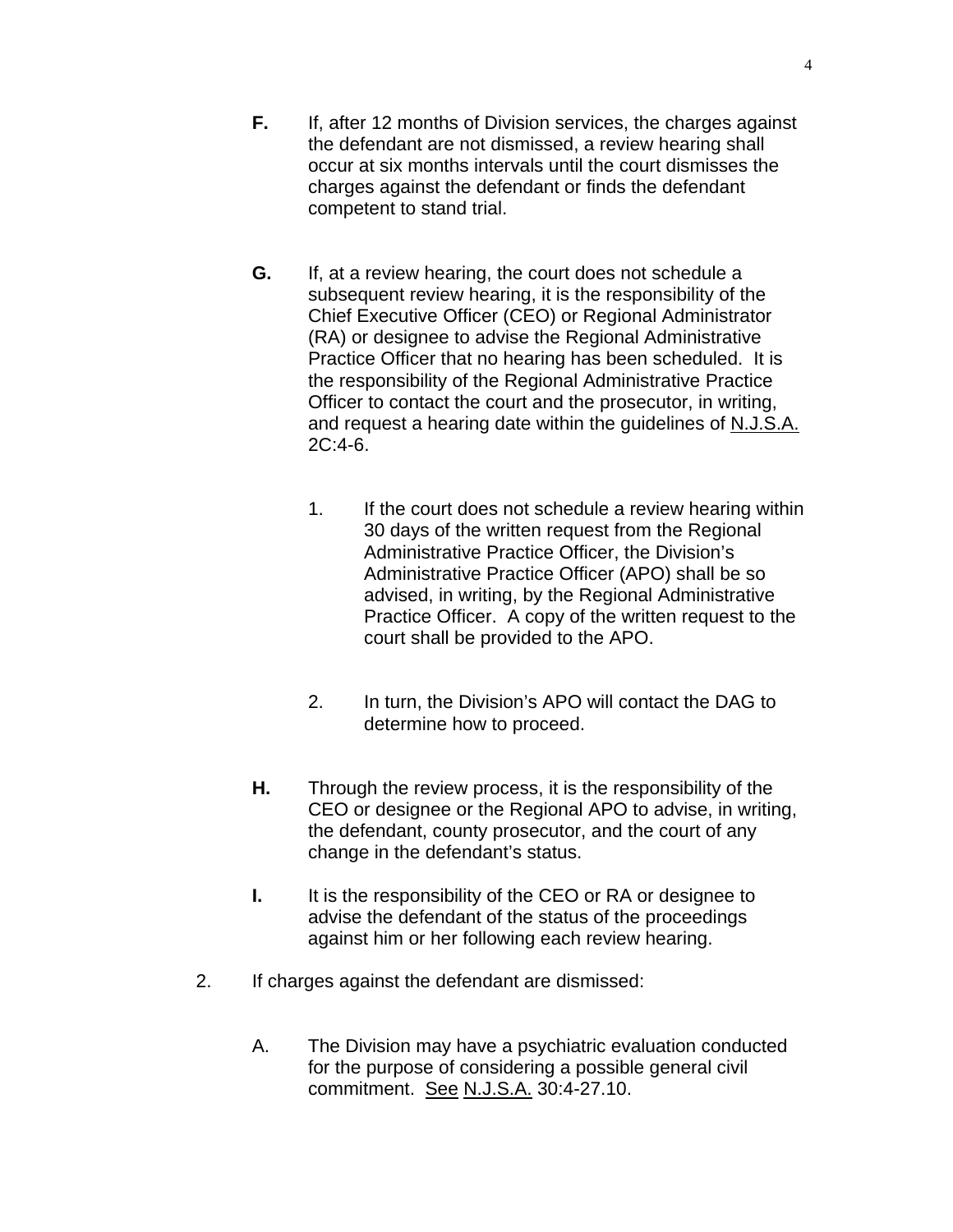**F.** If, after 12 months of Division services, the charges against the defendant are not dismissed, a review hearing shall occur at six months intervals until the court dismisses the charges against the defendant or finds the defendant competent to stand trial.

**G.** If, at a review hearing, the court does not schedule a subsequent review hearing, it is the responsibility of the Chief Executive Officer (CEO) or Regional Administrator (RA) or designee to advise the Regional Administrative Practice Officer that no hearing has been scheduled. It is the responsibility of the Regional Administrative Practice Officer to contact the court and the prosecutor, in writing, and request a hearing date within the guidelines of N.J.S.A. 2C:4-6.

1. If the court does not schedule a review hearing within 30 days of the written request from the Regional Administrative Practice Officer, the Division's Administrative Practice Officer (APO) shall be so advised, in writing, by the Regional Administrative Practice Officer. A copy of the written request to the court shall be provided to the APO.

2. In turn, the Division's APO will contact the DAG to determine how to proceed.

**H.** Through the review process, it is the responsibility of the CEO or designee or the Regional APO to advise, in writing, the defendant, county prosecutor, and the court of any change in the defendant's status.

**I.** It is the responsibility of the CEO or RA or designee to advise the defendant of the status of the proceedings against him or her following each review hearing.

2. If charges against the defendant are dismissed:

A. The Division may have a psychiatric evaluation conducted for the purpose of considering a possible general civil commitment. See N.J.S.A. 30:4-27.10.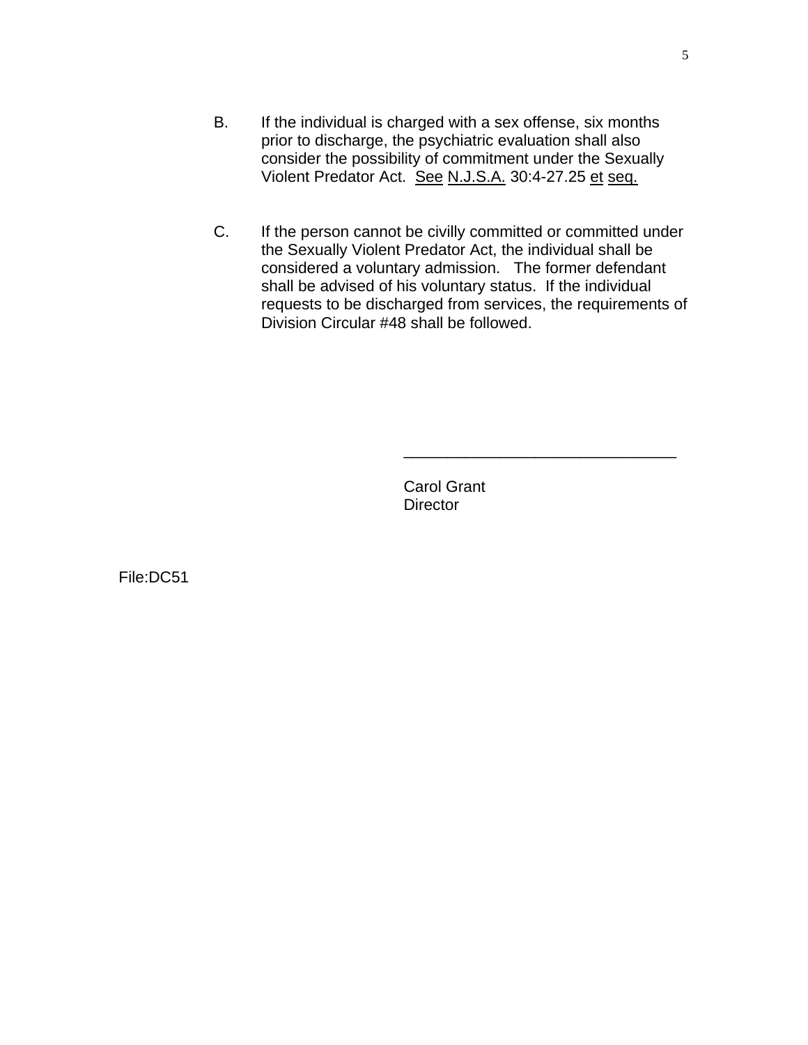B. If the individual is charged with a sex offense, six months prior to discharge, the psychiatric evaluation shall also consider the possibility of commitment under the Sexually Violent Predator Act. See N.J.S.A. 30:4-27.25 et seq.

C. If the person cannot be civilly committed or committed under the Sexually Violent Predator Act, the individual shall be considered a voluntary admission. The former defendant shall be advised of his voluntary status. If the individual requests to be discharged from services, the requirements of Division Circular #48 shall be followed.

_______________________________

Carol Grant
Director

File:DC51